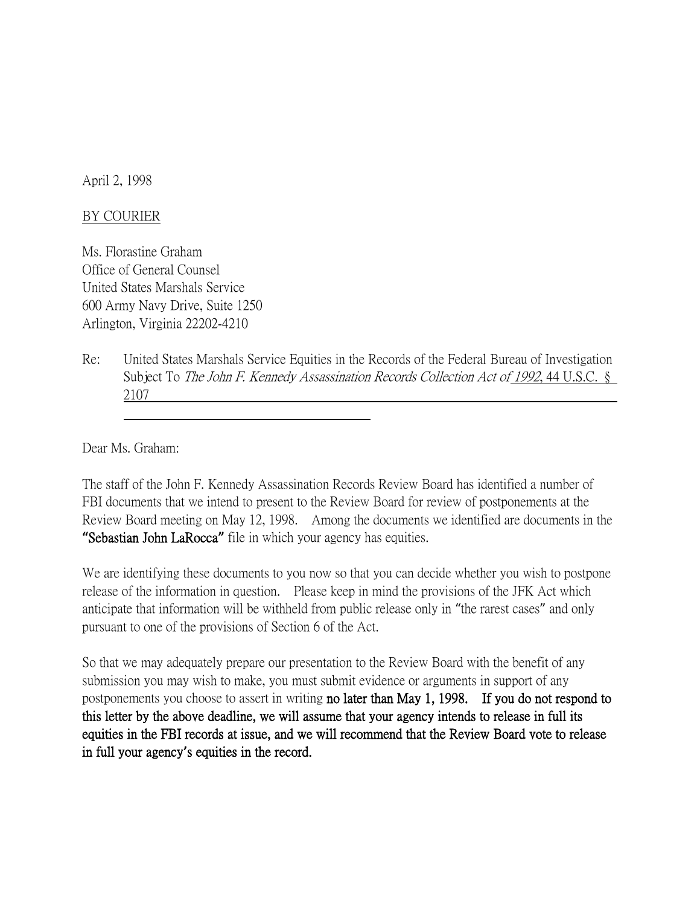April 2, 1998

BY COURIER

Ms. Florastine Graham
Office of General Counsel
United States Marshals Service
600 Army Navy Drive, Suite 1250
Arlington, Virginia 22202-4210

Re: United States Marshals Service Equities in the Records of the Federal Bureau of Investigation Subject To *The John F. Kennedy Assassination Records Collection Act of 1992*, 44 U.S.C. § 2107

Dear Ms. Graham:

The staff of the John F. Kennedy Assassination Records Review Board has identified a number of FBI documents that we intend to present to the Review Board for review of postponements at the Review Board meeting on May 12, 1998. Among the documents we identified are documents in the **"Sebastian John LaRocca"** file in which your agency has equities.

We are identifying these documents to you now so that you can decide whether you wish to postpone release of the information in question. Please keep in mind the provisions of the JFK Act which anticipate that information will be withheld from public release only in "the rarest cases" and only pursuant to one of the provisions of Section 6 of the Act.

So that we may adequately prepare our presentation to the Review Board with the benefit of any submission you may wish to make, you must submit evidence or arguments in support of any postponements you choose to assert in writing **no later than May 1, 1998. If you do not respond to this letter by the above deadline, we will assume that your agency intends to release in full its equities in the FBI records at issue, and we will recommend that the Review Board vote to release in full your agency's equities in the record.**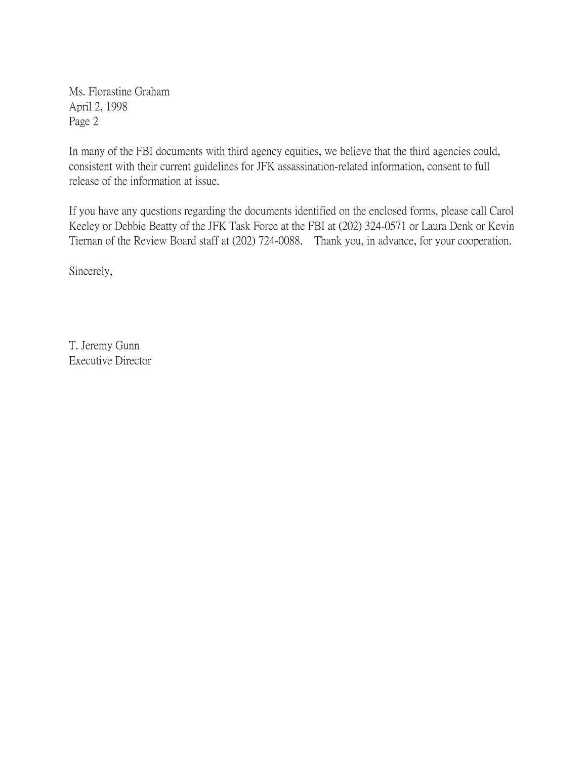Ms. Florastine Graham
April 2, 1998
Page 2

In many of the FBI documents with third agency equities, we believe that the third agencies could, consistent with their current guidelines for JFK assassination-related information, consent to full release of the information at issue.

If you have any questions regarding the documents identified on the enclosed forms, please call Carol Keeley or Debbie Beatty of the JFK Task Force at the FBI at (202) 324-0571 or Laura Denk or Kevin Tiernan of the Review Board staff at (202) 724-0088. Thank you, in advance, for your cooperation.

Sincerely,

T. Jeremy Gunn
Executive Director